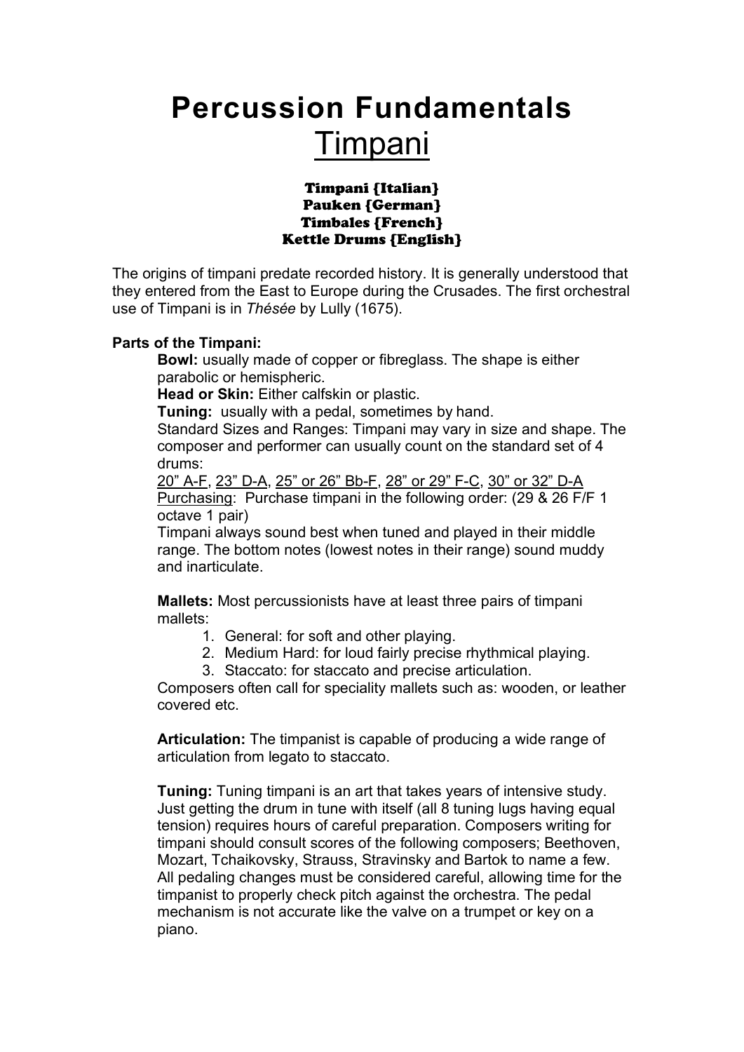# Percussion Fundamentals
## Timpani

**Timpani {Italian}**
**Pauken {German}**
**Timbales {French}**
**Kettle Drums {English}**

The origins of timpani predate recorded history. It is generally understood that they entered from the East to Europe during the Crusades. The first orchestral use of Timpani is in *Thésée* by Lully (1675).

**Parts of the Timpani:**

**Bowl:** usually made of copper or fibreglass. The shape is either parabolic or hemispheric.
**Head or Skin:** Either calfskin or plastic.
**Tuning:** usually with a pedal, sometimes by hand.
Standard Sizes and Ranges: Timpani may vary in size and shape. The composer and performer can usually count on the standard set of 4 drums:
<u>20" A-F</u>, <u>23" D-A</u>, <u>25" or 26" Bb-F</u>, <u>28" or 29" F-C</u>, <u>30" or 32" D-A</u>
<u>Purchasing</u>: Purchase timpani in the following order: (29 & 26 F/F 1 octave 1 pair)
Timpani always sound best when tuned and played in their middle range. The bottom notes (lowest notes in their range) sound muddy and inarticulate.

**Mallets:** Most percussionists have at least three pairs of timpani mallets:

1. General: for soft and other playing.
2. Medium Hard: for loud fairly precise rhythmical playing.
3. Staccato: for staccato and precise articulation.

Composers often call for speciality mallets such as: wooden, or leather covered etc.

**Articulation:** The timpanist is capable of producing a wide range of articulation from legato to staccato.

**Tuning:** Tuning timpani is an art that takes years of intensive study. Just getting the drum in tune with itself (all 8 tuning lugs having equal tension) requires hours of careful preparation. Composers writing for timpani should consult scores of the following composers; Beethoven, Mozart, Tchaikovsky, Strauss, Stravinsky and Bartok to name a few. All pedaling changes must be considered careful, allowing time for the timpanist to properly check pitch against the orchestra. The pedal mechanism is not accurate like the valve on a trumpet or key on a piano.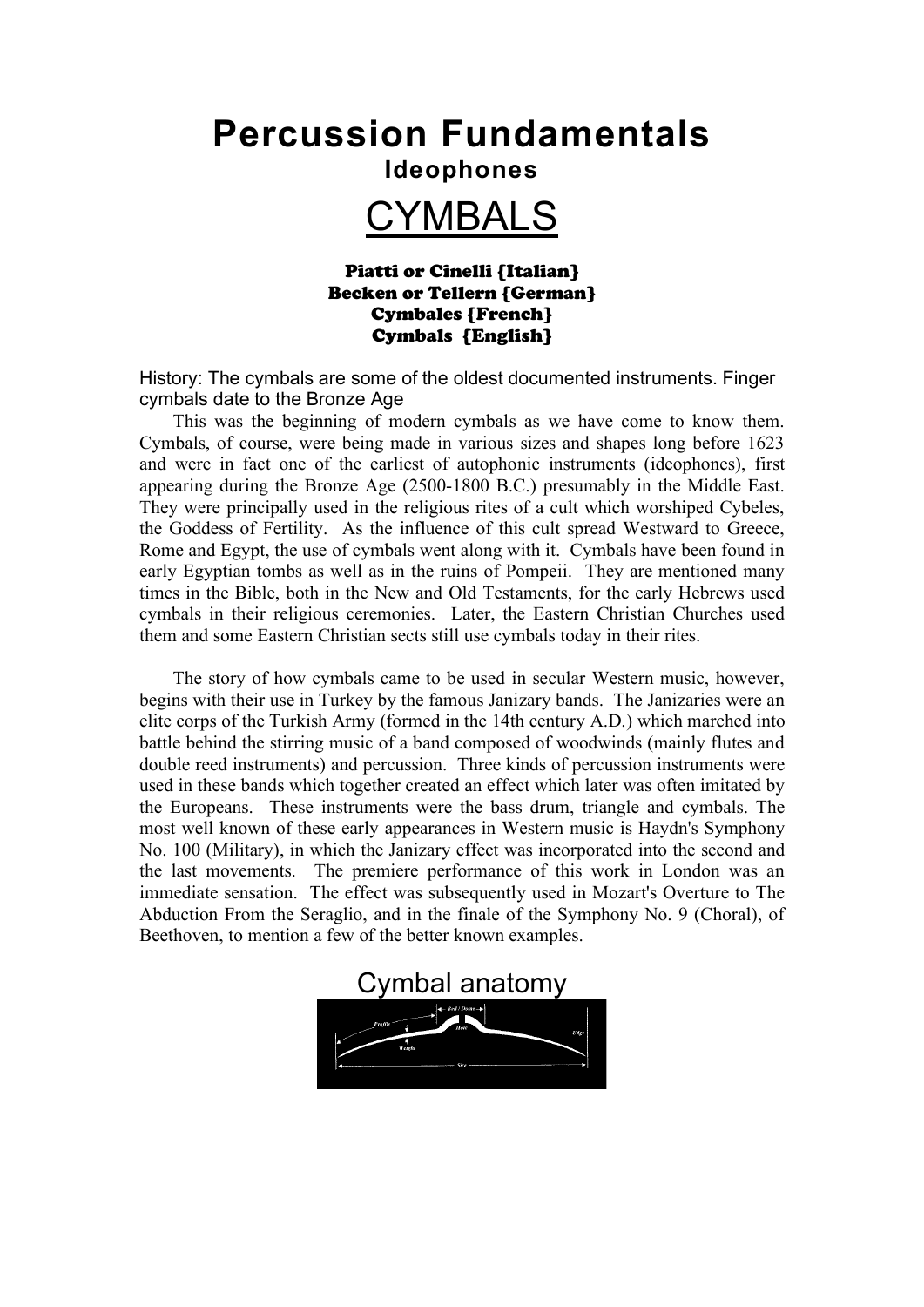# Percussion Fundamentals

### Ideophones

# CYMBALS

**Piatti or Cinelli {Italian}**
**Becken or Tellern {German}**
**Cymbales {French}**
**Cymbals {English}**

History: The cymbals are some of the oldest documented instruments. Finger cymbals date to the Bronze Age

This was the beginning of modern cymbals as we have come to know them. Cymbals, of course, were being made in various sizes and shapes long before 1623 and were in fact one of the earliest of autophonic instruments (ideophones), first appearing during the Bronze Age (2500-1800 B.C.) presumably in the Middle East. They were principally used in the religious rites of a cult which worshiped Cybeles, the Goddess of Fertility. As the influence of this cult spread Westward to Greece, Rome and Egypt, the use of cymbals went along with it. Cymbals have been found in early Egyptian tombs as well as in the ruins of Pompeii. They are mentioned many times in the Bible, both in the New and Old Testaments, for the early Hebrews used cymbals in their religious ceremonies. Later, the Eastern Christian Churches used them and some Eastern Christian sects still use cymbals today in their rites.

The story of how cymbals came to be used in secular Western music, however, begins with their use in Turkey by the famous Janizary bands. The Janizaries were an elite corps of the Turkish Army (formed in the 14th century A.D.) which marched into battle behind the stirring music of a band composed of woodwinds (mainly flutes and double reed instruments) and percussion. Three kinds of percussion instruments were used in these bands which together created an effect which later was often imitated by the Europeans. These instruments were the bass drum, triangle and cymbals. The most well known of these early appearances in Western music is Haydn's Symphony No. 100 (Military), in which the Janizary effect was incorporated into the second and the last movements. The premiere performance of this work in London was an immediate sensation. The effect was subsequently used in Mozart's Overture to The Abduction From the Seraglio, and in the finale of the Symphony No. 9 (Choral), of Beethoven, to mention a few of the better known examples.

## Cymbal anatomy

Bell / Dome
Profile
Hole
Edge
Weight
Size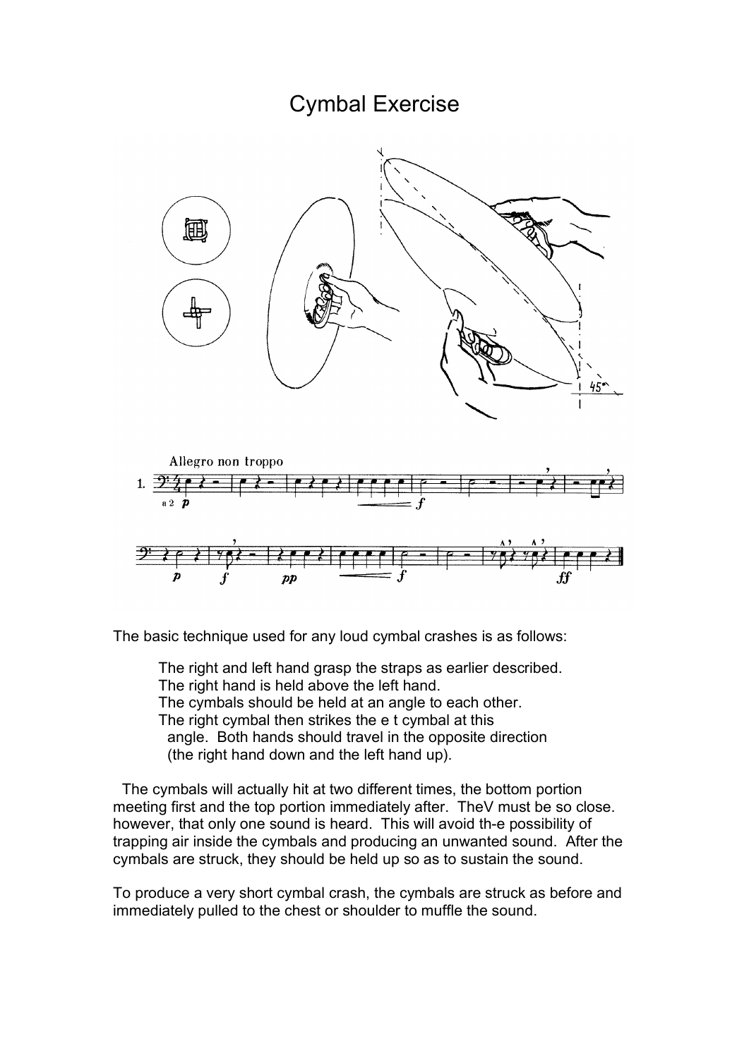# Cymbal Exercise

The basic technique used for any loud cymbal crashes is as follows:

> The right and left hand grasp the straps as earlier described.
> The right hand is held above the left hand.
> The cymbals should be held at an angle to each other.
> The right cymbal then strikes the e t cymbal at this angle. Both hands should travel in the opposite direction (the right hand down and the left hand up).

The cymbals will actually hit at two different times, the bottom portion meeting first and the top portion immediately after. TheV must be so close. however, that only one sound is heard. This will avoid th-e possibility of trapping air inside the cymbals and producing an unwanted sound. After the cymbals are struck, they should be held up so as to sustain the sound.

To produce a very short cymbal crash, the cymbals are struck as before and immediately pulled to the chest or shoulder to muffle the sound.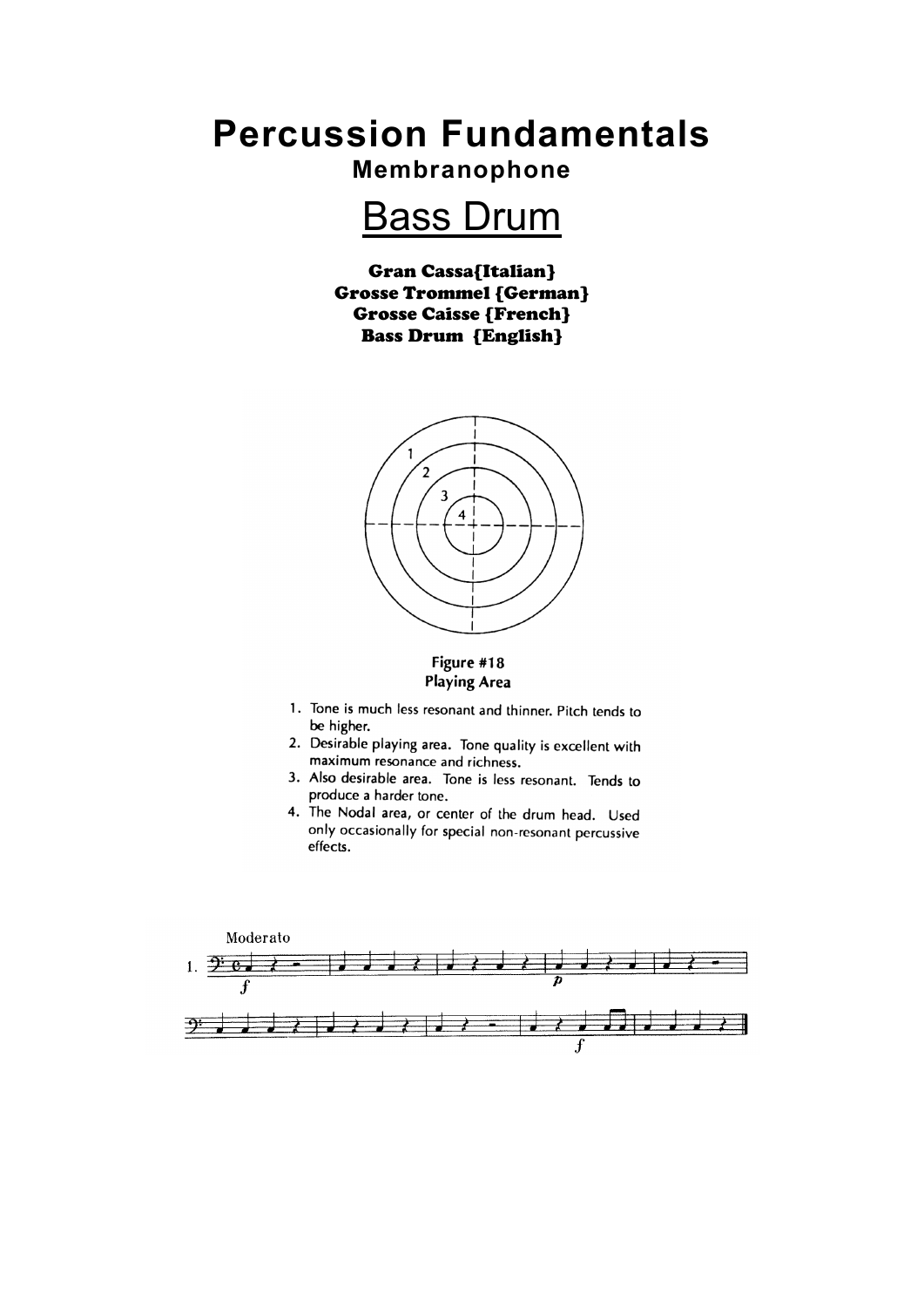# Percussion Fundamentals

### Membranophone

## Bass Drum

**Gran Cassa{Italian}**
**Grosse Trommel {German}**
**Grosse Caisse {French}**
**Bass Drum {English}**

1
2
3
4

Figure #18
Playing Area

1. Tone is much less resonant and thinner. Pitch tends to be higher.
2. Desirable playing area. Tone quality is excellent with maximum resonance and richness.
3. Also desirable area. Tone is less resonant. Tends to produce a harder tone.
4. The Nodal area, or center of the drum head. Used only occasionally for special non-resonant percussive effects.

Moderato

1.

*f* *p* *f*